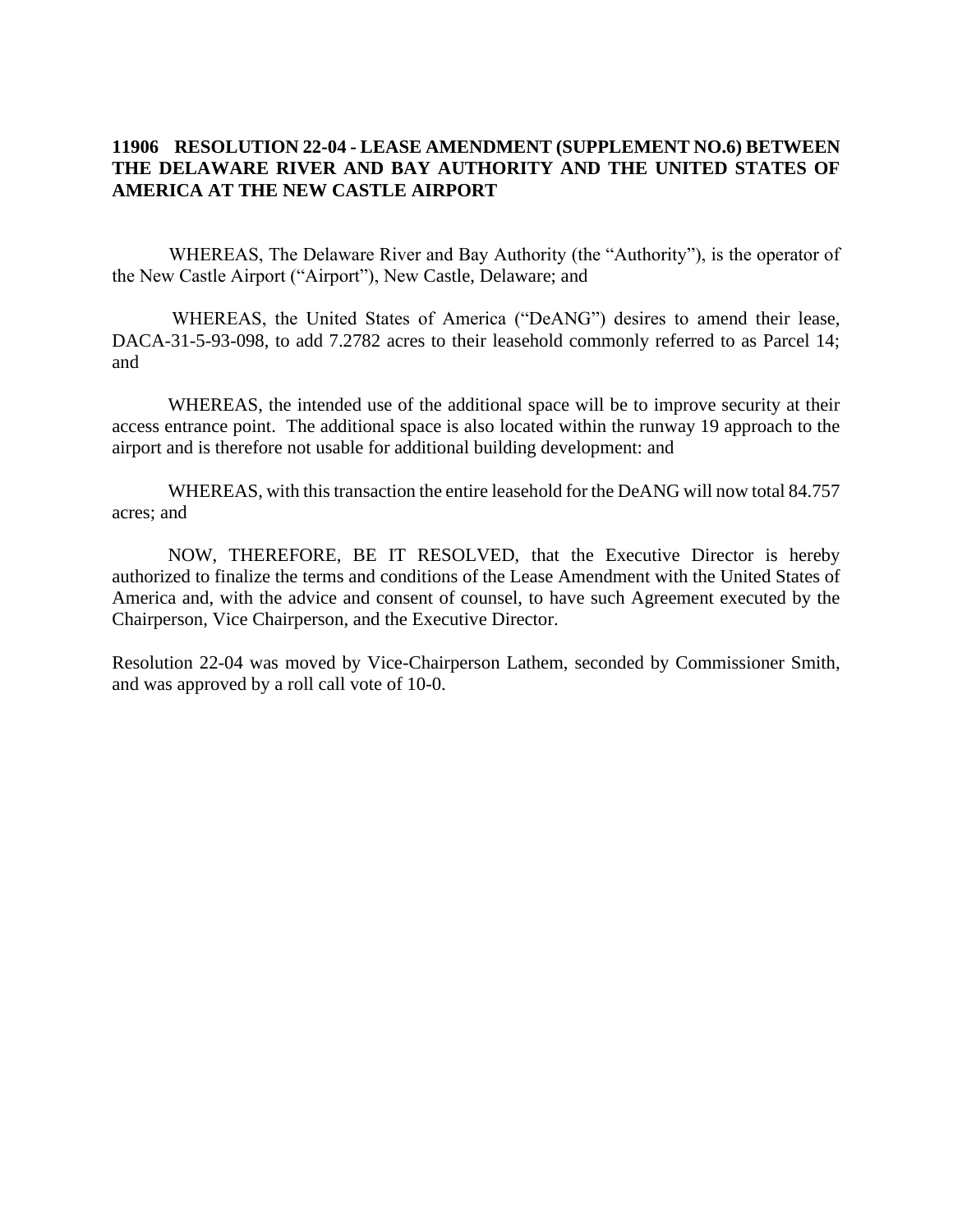**11906 RESOLUTION 22-04 - LEASE AMENDMENT (SUPPLEMENT NO.6) BETWEEN THE DELAWARE RIVER AND BAY AUTHORITY AND THE UNITED STATES OF AMERICA AT THE NEW CASTLE AIRPORT**

WHEREAS, The Delaware River and Bay Authority (the "Authority"), is the operator of the New Castle Airport ("Airport"), New Castle, Delaware; and

WHEREAS, the United States of America ("DeANG") desires to amend their lease, DACA-31-5-93-098, to add 7.2782 acres to their leasehold commonly referred to as Parcel 14; and

WHEREAS, the intended use of the additional space will be to improve security at their access entrance point. The additional space is also located within the runway 19 approach to the airport and is therefore not usable for additional building development: and

WHEREAS, with this transaction the entire leasehold for the DeANG will now total 84.757 acres; and

NOW, THEREFORE, BE IT RESOLVED, that the Executive Director is hereby authorized to finalize the terms and conditions of the Lease Amendment with the United States of America and, with the advice and consent of counsel, to have such Agreement executed by the Chairperson, Vice Chairperson, and the Executive Director.

Resolution 22-04 was moved by Vice-Chairperson Lathem, seconded by Commissioner Smith, and was approved by a roll call vote of 10-0.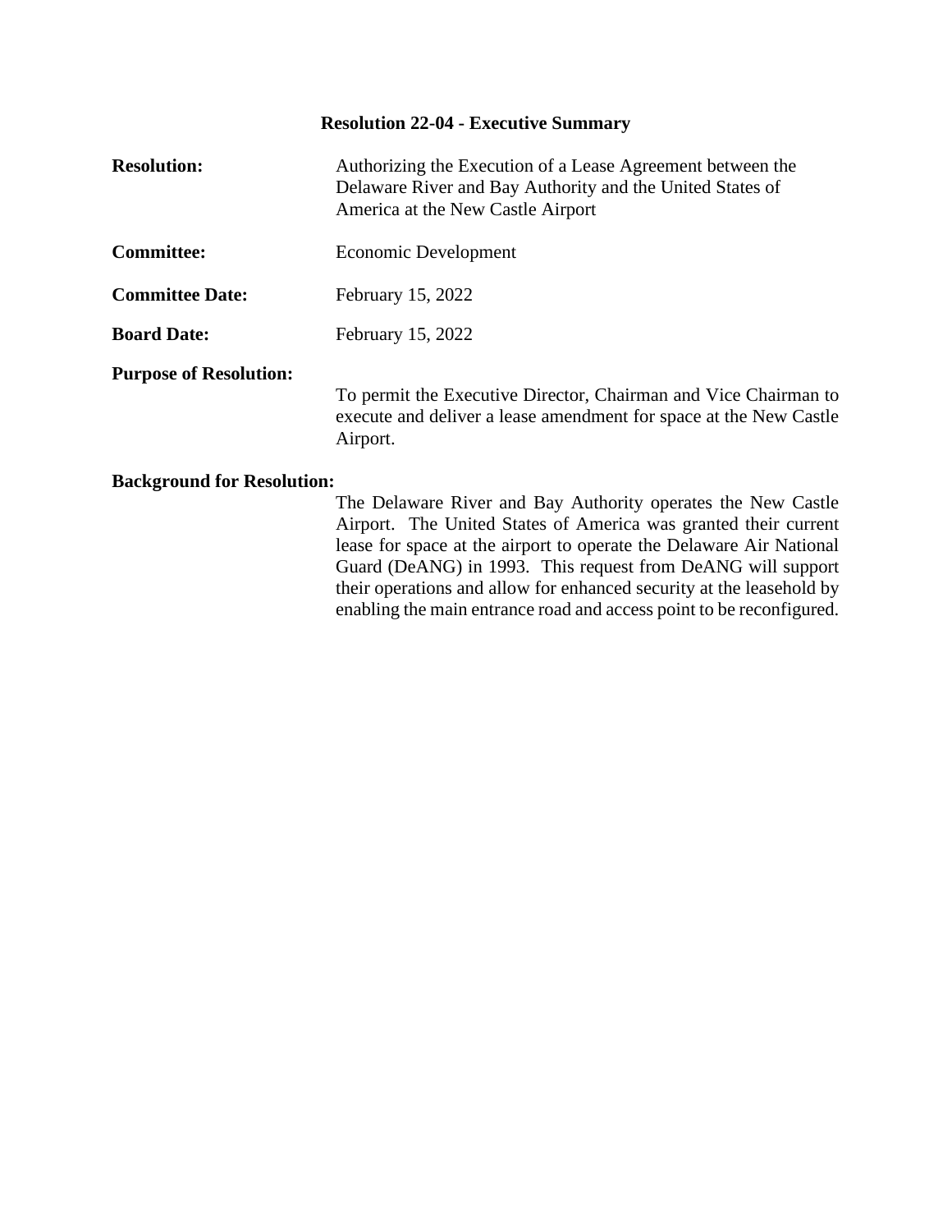# Resolution 22-04 - Executive Summary

**Resolution:** Authorizing the Execution of a Lease Agreement between the Delaware River and Bay Authority and the United States of America at the New Castle Airport

**Committee:** Economic Development

**Committee Date:** February 15, 2022

**Board Date:** February 15, 2022

**Purpose of Resolution:**

To permit the Executive Director, Chairman and Vice Chairman to execute and deliver a lease amendment for space at the New Castle Airport.

**Background for Resolution:**

The Delaware River and Bay Authority operates the New Castle Airport. The United States of America was granted their current lease for space at the airport to operate the Delaware Air National Guard (DeANG) in 1993. This request from DeANG will support their operations and allow for enhanced security at the leasehold by enabling the main entrance road and access point to be reconfigured.